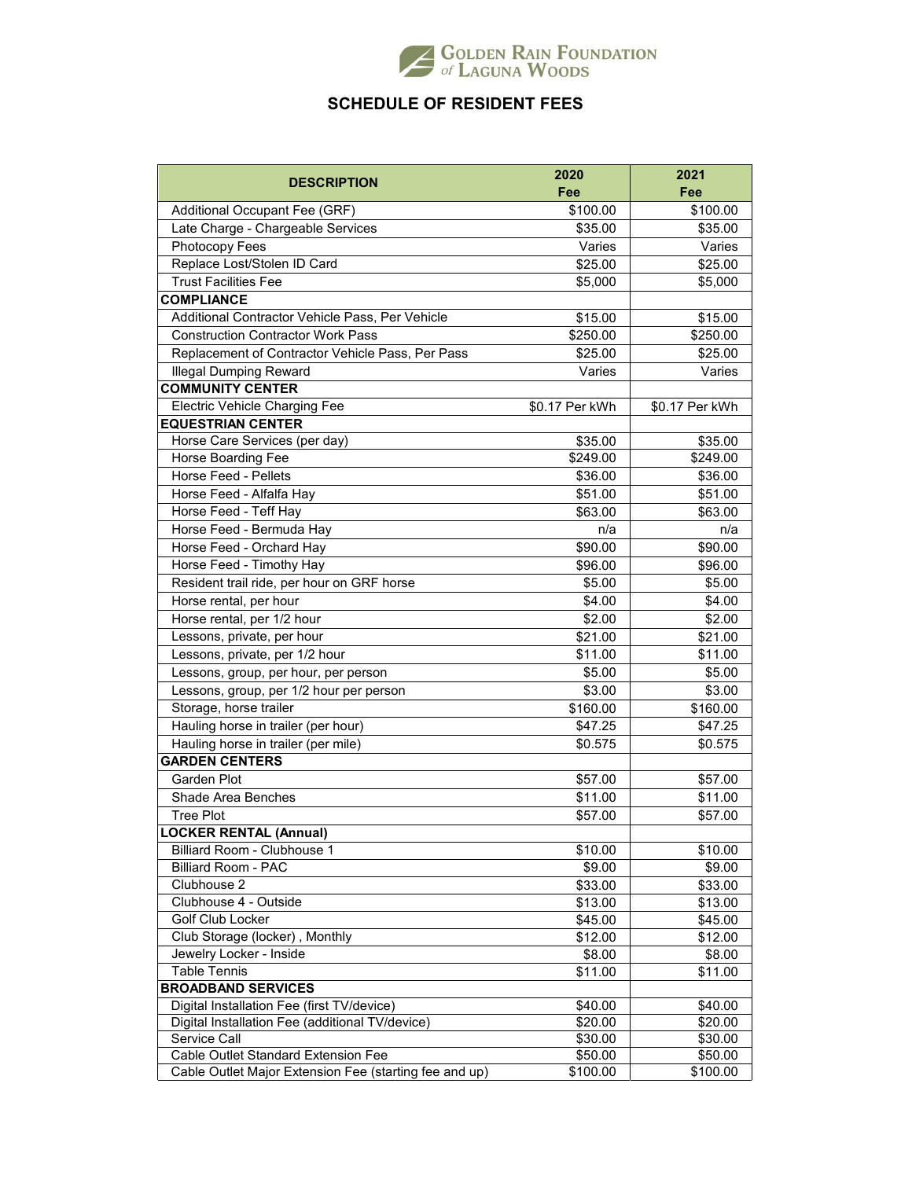Golden Rain Foundation of Laguna Woods

# SCHEDULE OF RESIDENT FEES

| DESCRIPTION | 2020 Fee | 2021 Fee |
|---|---|---|
| Additional Occupant Fee (GRF) | $100.00 | $100.00 |
| Late Charge - Chargeable Services | $35.00 | $35.00 |
| Photocopy Fees | Varies | Varies |
| Replace Lost/Stolen ID Card | $25.00 | $25.00 |
| Trust Facilities Fee | $5,000 | $5,000 |
| **COMPLIANCE** | | |
| Additional Contractor Vehicle Pass, Per Vehicle | $15.00 | $15.00 |
| Construction Contractor Work Pass | $250.00 | $250.00 |
| Replacement of Contractor Vehicle Pass, Per Pass | $25.00 | $25.00 |
| Illegal Dumping Reward | Varies | Varies |
| **COMMUNITY CENTER** | | |
| Electric Vehicle Charging Fee | $0.17 Per kWh | $0.17 Per kWh |
| **EQUESTRIAN CENTER** | | |
| Horse Care Services (per day) | $35.00 | $35.00 |
| Horse Boarding Fee | $249.00 | $249.00 |
| Horse Feed - Pellets | $36.00 | $36.00 |
| Horse Feed - Alfalfa Hay | $51.00 | $51.00 |
| Horse Feed - Teff Hay | $63.00 | $63.00 |
| Horse Feed - Bermuda Hay | n/a | n/a |
| Horse Feed - Orchard Hay | $90.00 | $90.00 |
| Horse Feed - Timothy Hay | $96.00 | $96.00 |
| Resident trail ride, per hour on GRF horse | $5.00 | $5.00 |
| Horse rental, per hour | $4.00 | $4.00 |
| Horse rental, per 1/2 hour | $2.00 | $2.00 |
| Lessons, private, per hour | $21.00 | $21.00 |
| Lessons, private, per 1/2 hour | $11.00 | $11.00 |
| Lessons, group, per hour, per person | $5.00 | $5.00 |
| Lessons, group, per 1/2 hour per person | $3.00 | $3.00 |
| Storage, horse trailer | $160.00 | $160.00 |
| Hauling horse in trailer (per hour) | $47.25 | $47.25 |
| Hauling horse in trailer (per mile) | $0.575 | $0.575 |
| **GARDEN CENTERS** | | |
| Garden Plot | $57.00 | $57.00 |
| Shade Area Benches | $11.00 | $11.00 |
| Tree Plot | $57.00 | $57.00 |
| **LOCKER RENTAL (Annual)** | | |
| Billiard Room - Clubhouse 1 | $10.00 | $10.00 |
| Billiard Room - PAC | $9.00 | $9.00 |
| Clubhouse 2 | $33.00 | $33.00 |
| Clubhouse 4 - Outside | $13.00 | $13.00 |
| Golf Club Locker | $45.00 | $45.00 |
| Club Storage (locker) , Monthly | $12.00 | $12.00 |
| Jewelry Locker - Inside | $8.00 | $8.00 |
| Table Tennis | $11.00 | $11.00 |
| **BROADBAND SERVICES** | | |
| Digital Installation Fee (first TV/device) | $40.00 | $40.00 |
| Digital Installation Fee (additional TV/device) | $20.00 | $20.00 |
| Service Call | $30.00 | $30.00 |
| Cable Outlet Standard Extension Fee | $50.00 | $50.00 |
| Cable Outlet Major Extension Fee (starting fee and up) | $100.00 | $100.00 |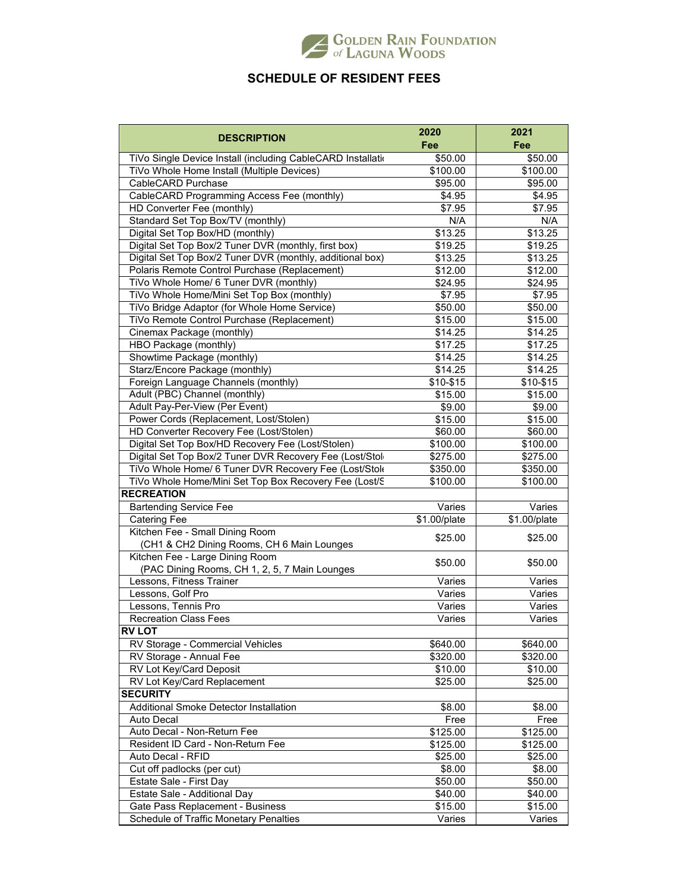# SCHEDULE OF RESIDENT FEES

| DESCRIPTION | 2020 Fee | 2021 Fee |
|---|---|---|
| TiVo Single Device Install (including CableCARD Installatio | $50.00 | $50.00 |
| TiVo Whole Home Install (Multiple Devices) | $100.00 | $100.00 |
| CableCARD Purchase | $95.00 | $95.00 |
| CableCARD Programming Access Fee (monthly) | $4.95 | $4.95 |
| HD Converter Fee (monthly) | $7.95 | $7.95 |
| Standard Set Top Box/TV (monthly) | N/A | N/A |
| Digital Set Top Box/HD (monthly) | $13.25 | $13.25 |
| Digital Set Top Box/2 Tuner DVR (monthly, first box) | $19.25 | $19.25 |
| Digital Set Top Box/2 Tuner DVR (monthly, additional box) | $13.25 | $13.25 |
| Polaris Remote Control Purchase (Replacement) | $12.00 | $12.00 |
| TiVo Whole Home/ 6 Tuner DVR (monthly) | $24.95 | $24.95 |
| TiVo Whole Home/Mini Set Top Box (monthly) | $7.95 | $7.95 |
| TiVo Bridge Adaptor (for Whole Home Service) | $50.00 | $50.00 |
| TiVo Remote Control Purchase (Replacement) | $15.00 | $15.00 |
| Cinemax Package (monthly) | $14.25 | $14.25 |
| HBO Package (monthly) | $17.25 | $17.25 |
| Showtime Package (monthly) | $14.25 | $14.25 |
| Starz/Encore Package (monthly) | $14.25 | $14.25 |
| Foreign Language Channels (monthly) | $10-$15 | $10-$15 |
| Adult (PBC) Channel (monthly) | $15.00 | $15.00 |
| Adult Pay-Per-View (Per Event) | $9.00 | $9.00 |
| Power Cords (Replacement, Lost/Stolen) | $15.00 | $15.00 |
| HD Converter Recovery Fee (Lost/Stolen) | $60.00 | $60.00 |
| Digital Set Top Box/HD Recovery Fee (Lost/Stolen) | $100.00 | $100.00 |
| Digital Set Top Box/2 Tuner DVR Recovery Fee (Lost/Stol | $275.00 | $275.00 |
| TiVo Whole Home/ 6 Tuner DVR Recovery Fee (Lost/Stol | $350.00 | $350.00 |
| TiVo Whole Home/Mini Set Top Box Recovery Fee (Lost/S | $100.00 | $100.00 |
| **RECREATION** | | |
| Bartending Service Fee | Varies | Varies |
| Catering Fee | $1.00/plate | $1.00/plate |
| Kitchen Fee - Small Dining Room (CH1 & CH2 Dining Rooms, CH 6 Main Lounges | $25.00 | $25.00 |
| Kitchen Fee - Large Dining Room (PAC Dining Rooms, CH 1, 2, 5, 7 Main Lounges | $50.00 | $50.00 |
| Lessons, Fitness Trainer | Varies | Varies |
| Lessons, Golf Pro | Varies | Varies |
| Lessons, Tennis Pro | Varies | Varies |
| Recreation Class Fees | Varies | Varies |
| **RV LOT** | | |
| RV Storage - Commercial Vehicles | $640.00 | $640.00 |
| RV Storage - Annual Fee | $320.00 | $320.00 |
| RV Lot Key/Card Deposit | $10.00 | $10.00 |
| RV Lot Key/Card Replacement | $25.00 | $25.00 |
| **SECURITY** | | |
| Additional Smoke Detector Installation | $8.00 | $8.00 |
| Auto Decal | Free | Free |
| Auto Decal - Non-Return Fee | $125.00 | $125.00 |
| Resident ID Card - Non-Return Fee | $125.00 | $125.00 |
| Auto Decal - RFID | $25.00 | $25.00 |
| Cut off padlocks (per cut) | $8.00 | $8.00 |
| Estate Sale - First Day | $50.00 | $50.00 |
| Estate Sale - Additional Day | $40.00 | $40.00 |
| Gate Pass Replacement - Business | $15.00 | $15.00 |
| Schedule of Traffic Monetary Penalties | Varies | Varies |